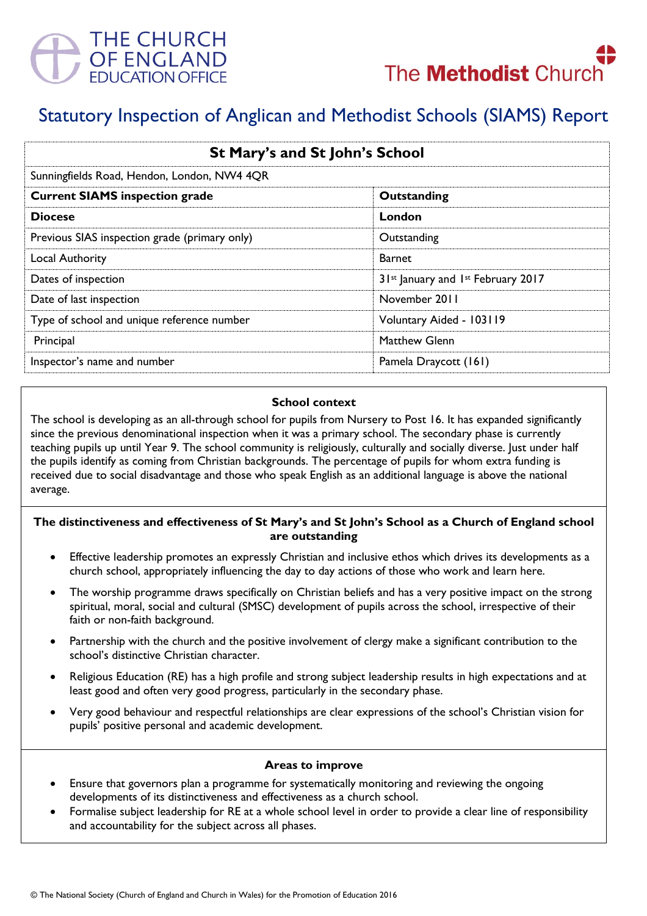THE CHURCH OF ENGLAND EDUCATION OFFICE

The Methodist Church

# Statutory Inspection of Anglican and Methodist Schools (SIAMS) Report

| St Mary's and St John's School | |
|---|---|
| Sunningfields Road, Hendon, London, NW4 4QR | |
| **Current SIAMS inspection grade** | **Outstanding** |
| **Diocese** | **London** |
| Previous SIAS inspection grade (primary only) | Outstanding |
| Local Authority | Barnet |
| Dates of inspection | 31st January and 1st February 2017 |
| Date of last inspection | November 2011 |
| Type of school and unique reference number | Voluntary Aided - 103119 |
| Principal | Matthew Glenn |
| Inspector's name and number | Pamela Draycott (161) |

### School context

The school is developing as an all-through school for pupils from Nursery to Post 16. It has expanded significantly since the previous denominational inspection when it was a primary school. The secondary phase is currently teaching pupils up until Year 9. The school community is religiously, culturally and socially diverse. Just under half the pupils identify as coming from Christian backgrounds. The percentage of pupils for whom extra funding is received due to social disadvantage and those who speak English as an additional language is above the national average.

### The distinctiveness and effectiveness of St Mary's and St John's School as a Church of England school are outstanding

- Effective leadership promotes an expressly Christian and inclusive ethos which drives its developments as a church school, appropriately influencing the day to day actions of those who work and learn here.
- The worship programme draws specifically on Christian beliefs and has a very positive impact on the strong spiritual, moral, social and cultural (SMSC) development of pupils across the school, irrespective of their faith or non-faith background.
- Partnership with the church and the positive involvement of clergy make a significant contribution to the school's distinctive Christian character.
- Religious Education (RE) has a high profile and strong subject leadership results in high expectations and at least good and often very good progress, particularly in the secondary phase.
- Very good behaviour and respectful relationships are clear expressions of the school's Christian vision for pupils' positive personal and academic development.

### Areas to improve

- Ensure that governors plan a programme for systematically monitoring and reviewing the ongoing developments of its distinctiveness and effectiveness as a church school.
- Formalise subject leadership for RE at a whole school level in order to provide a clear line of responsibility and accountability for the subject across all phases.

© The National Society (Church of England and Church in Wales) for the Promotion of Education 2016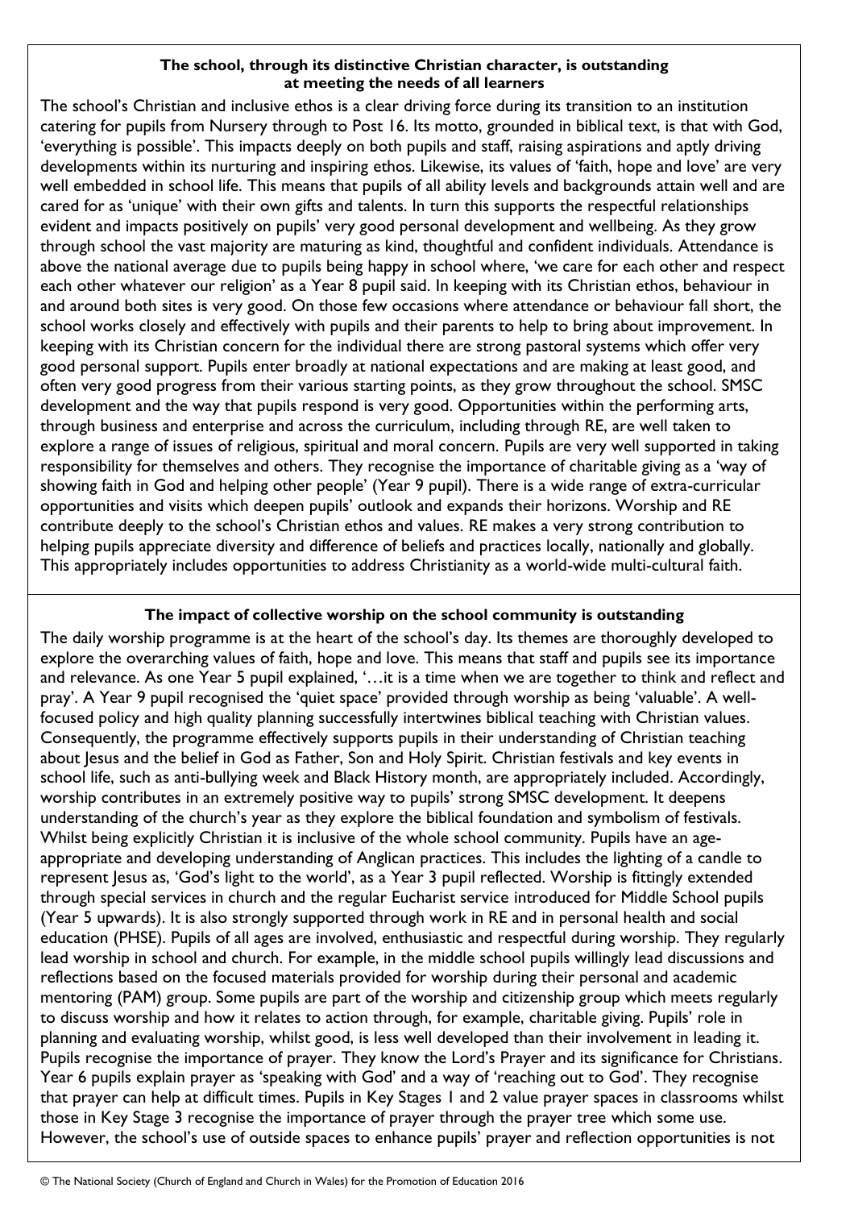**The school, through its distinctive Christian character, is outstanding at meeting the needs of all learners**

The school's Christian and inclusive ethos is a clear driving force during its transition to an institution catering for pupils from Nursery through to Post 16. Its motto, grounded in biblical text, is that with God, 'everything is possible'. This impacts deeply on both pupils and staff, raising aspirations and aptly driving developments within its nurturing and inspiring ethos. Likewise, its values of 'faith, hope and love' are very well embedded in school life. This means that pupils of all ability levels and backgrounds attain well and are cared for as 'unique' with their own gifts and talents. In turn this supports the respectful relationships evident and impacts positively on pupils' very good personal development and wellbeing. As they grow through school the vast majority are maturing as kind, thoughtful and confident individuals. Attendance is above the national average due to pupils being happy in school where, 'we care for each other and respect each other whatever our religion' as a Year 8 pupil said. In keeping with its Christian ethos, behaviour in and around both sites is very good. On those few occasions where attendance or behaviour fall short, the school works closely and effectively with pupils and their parents to help to bring about improvement. In keeping with its Christian concern for the individual there are strong pastoral systems which offer very good personal support. Pupils enter broadly at national expectations and are making at least good, and often very good progress from their various starting points, as they grow throughout the school. SMSC development and the way that pupils respond is very good. Opportunities within the performing arts, through business and enterprise and across the curriculum, including through RE, are well taken to explore a range of issues of religious, spiritual and moral concern. Pupils are very well supported in taking responsibility for themselves and others. They recognise the importance of charitable giving as a 'way of showing faith in God and helping other people' (Year 9 pupil). There is a wide range of extra-curricular opportunities and visits which deepen pupils' outlook and expands their horizons. Worship and RE contribute deeply to the school's Christian ethos and values. RE makes a very strong contribution to helping pupils appreciate diversity and difference of beliefs and practices locally, nationally and globally. This appropriately includes opportunities to address Christianity as a world-wide multi-cultural faith.

**The impact of collective worship on the school community is outstanding**

The daily worship programme is at the heart of the school's day. Its themes are thoroughly developed to explore the overarching values of faith, hope and love. This means that staff and pupils see its importance and relevance. As one Year 5 pupil explained, '…it is a time when we are together to think and reflect and pray'. A Year 9 pupil recognised the 'quiet space' provided through worship as being 'valuable'. A well-focused policy and high quality planning successfully intertwines biblical teaching with Christian values. Consequently, the programme effectively supports pupils in their understanding of Christian teaching about Jesus and the belief in God as Father, Son and Holy Spirit. Christian festivals and key events in school life, such as anti-bullying week and Black History month, are appropriately included. Accordingly, worship contributes in an extremely positive way to pupils' strong SMSC development. It deepens understanding of the church's year as they explore the biblical foundation and symbolism of festivals. Whilst being explicitly Christian it is inclusive of the whole school community. Pupils have an age-appropriate and developing understanding of Anglican practices. This includes the lighting of a candle to represent Jesus as, 'God's light to the world', as a Year 3 pupil reflected. Worship is fittingly extended through special services in church and the regular Eucharist service introduced for Middle School pupils (Year 5 upwards). It is also strongly supported through work in RE and in personal health and social education (PHSE). Pupils of all ages are involved, enthusiastic and respectful during worship. They regularly lead worship in school and church. For example, in the middle school pupils willingly lead discussions and reflections based on the focused materials provided for worship during their personal and academic mentoring (PAM) group. Some pupils are part of the worship and citizenship group which meets regularly to discuss worship and how it relates to action through, for example, charitable giving. Pupils' role in planning and evaluating worship, whilst good, is less well developed than their involvement in leading it. Pupils recognise the importance of prayer. They know the Lord's Prayer and its significance for Christians. Year 6 pupils explain prayer as 'speaking with God' and a way of 'reaching out to God'. They recognise that prayer can help at difficult times. Pupils in Key Stages 1 and 2 value prayer spaces in classrooms whilst those in Key Stage 3 recognise the importance of prayer through the prayer tree which some use. However, the school's use of outside spaces to enhance pupils' prayer and reflection opportunities is not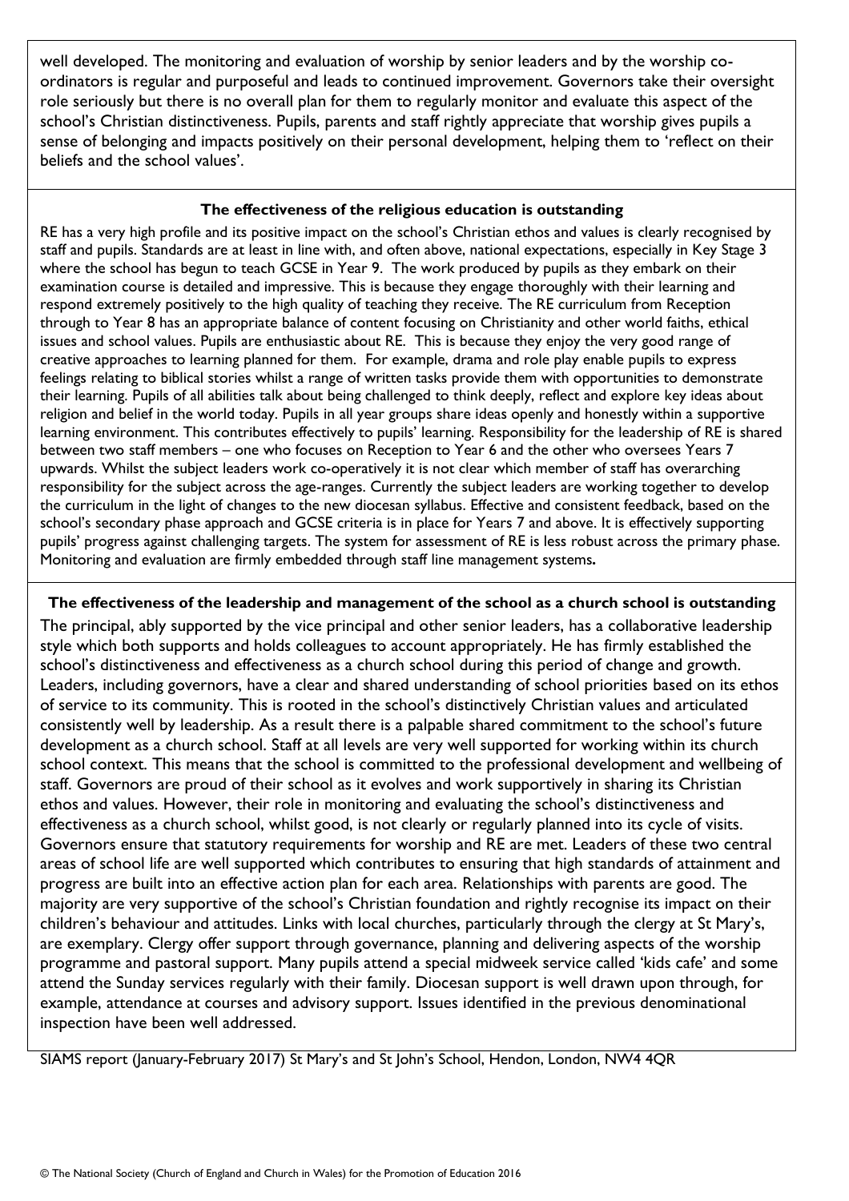well developed. The monitoring and evaluation of worship by senior leaders and by the worship co-ordinators is regular and purposeful and leads to continued improvement. Governors take their oversight role seriously but there is no overall plan for them to regularly monitor and evaluate this aspect of the school's Christian distinctiveness. Pupils, parents and staff rightly appreciate that worship gives pupils a sense of belonging and impacts positively on their personal development, helping them to 'reflect on their beliefs and the school values'.

**The effectiveness of the religious education is outstanding**

RE has a very high profile and its positive impact on the school's Christian ethos and values is clearly recognised by staff and pupils. Standards are at least in line with, and often above, national expectations, especially in Key Stage 3 where the school has begun to teach GCSE in Year 9. The work produced by pupils as they embark on their examination course is detailed and impressive. This is because they engage thoroughly with their learning and respond extremely positively to the high quality of teaching they receive. The RE curriculum from Reception through to Year 8 has an appropriate balance of content focusing on Christianity and other world faiths, ethical issues and school values. Pupils are enthusiastic about RE. This is because they enjoy the very good range of creative approaches to learning planned for them. For example, drama and role play enable pupils to express feelings relating to biblical stories whilst a range of written tasks provide them with opportunities to demonstrate their learning. Pupils of all abilities talk about being challenged to think deeply, reflect and explore key ideas about religion and belief in the world today. Pupils in all year groups share ideas openly and honestly within a supportive learning environment. This contributes effectively to pupils' learning. Responsibility for the leadership of RE is shared between two staff members – one who focuses on Reception to Year 6 and the other who oversees Years 7 upwards. Whilst the subject leaders work co-operatively it is not clear which member of staff has overarching responsibility for the subject across the age-ranges. Currently the subject leaders are working together to develop the curriculum in the light of changes to the new diocesan syllabus. Effective and consistent feedback, based on the school's secondary phase approach and GCSE criteria is in place for Years 7 and above. It is effectively supporting pupils' progress against challenging targets. The system for assessment of RE is less robust across the primary phase. Monitoring and evaluation are firmly embedded through staff line management systems.

**The effectiveness of the leadership and management of the school as a church school is outstanding**

The principal, ably supported by the vice principal and other senior leaders, has a collaborative leadership style which both supports and holds colleagues to account appropriately. He has firmly established the school's distinctiveness and effectiveness as a church school during this period of change and growth. Leaders, including governors, have a clear and shared understanding of school priorities based on its ethos of service to its community. This is rooted in the school's distinctively Christian values and articulated consistently well by leadership. As a result there is a palpable shared commitment to the school's future development as a church school. Staff at all levels are very well supported for working within its church school context. This means that the school is committed to the professional development and wellbeing of staff. Governors are proud of their school as it evolves and work supportively in sharing its Christian ethos and values. However, their role in monitoring and evaluating the school's distinctiveness and effectiveness as a church school, whilst good, is not clearly or regularly planned into its cycle of visits. Governors ensure that statutory requirements for worship and RE are met. Leaders of these two central areas of school life are well supported which contributes to ensuring that high standards of attainment and progress are built into an effective action plan for each area. Relationships with parents are good. The majority are very supportive of the school's Christian foundation and rightly recognise its impact on their children's behaviour and attitudes. Links with local churches, particularly through the clergy at St Mary's, are exemplary. Clergy offer support through governance, planning and delivering aspects of the worship programme and pastoral support. Many pupils attend a special midweek service called 'kids cafe' and some attend the Sunday services regularly with their family. Diocesan support is well drawn upon through, for example, attendance at courses and advisory support. Issues identified in the previous denominational inspection have been well addressed.

SIAMS report (January-February 2017) St Mary's and St John's School, Hendon, London, NW4 4QR

© The National Society (Church of England and Church in Wales) for the Promotion of Education 2016